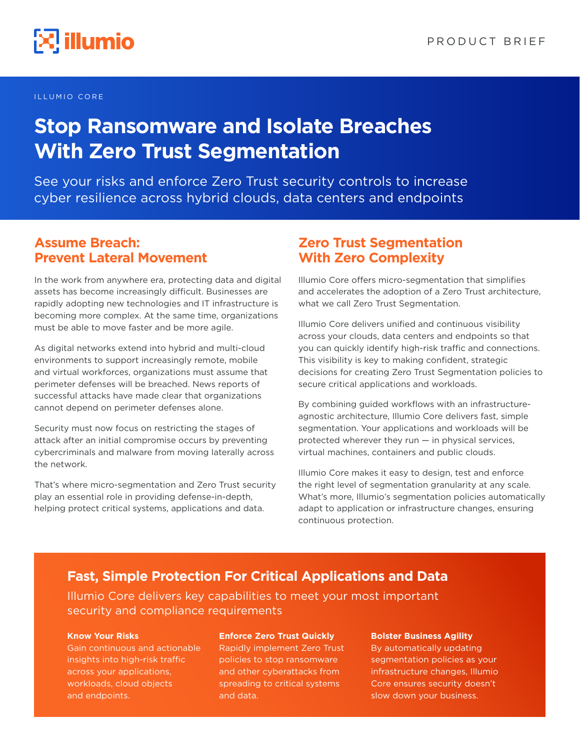PRODUCT BRIEF

ILLUMIO CORE

# Stop Ransomware and Isolate Breaches With Zero Trust Segmentation

See your risks and enforce Zero Trust security controls to increase cyber resilience across hybrid clouds, data centers and endpoints

## Assume Breach: Prevent Lateral Movement

In the work from anywhere era, protecting data and digital assets has become increasingly difficult. Businesses are rapidly adopting new technologies and IT infrastructure is becoming more complex. At the same time, organizations must be able to move faster and be more agile.

As digital networks extend into hybrid and multi-cloud environments to support increasingly remote, mobile and virtual workforces, organizations must assume that perimeter defenses will be breached. News reports of successful attacks have made clear that organizations cannot depend on perimeter defenses alone.

Security must now focus on restricting the stages of attack after an initial compromise occurs by preventing cybercriminals and malware from moving laterally across the network.

That's where micro-segmentation and Zero Trust security play an essential role in providing defense-in-depth, helping protect critical systems, applications and data.

## Zero Trust Segmentation With Zero Complexity

Illumio Core offers micro-segmentation that simplifies and accelerates the adoption of a Zero Trust architecture, what we call Zero Trust Segmentation.

Illumio Core delivers unified and continuous visibility across your clouds, data centers and endpoints so that you can quickly identify high-risk traffic and connections. This visibility is key to making confident, strategic decisions for creating Zero Trust Segmentation policies to secure critical applications and workloads.

By combining guided workflows with an infrastructure-agnostic architecture, Illumio Core delivers fast, simple segmentation. Your applications and workloads will be protected wherever they run — in physical services, virtual machines, containers and public clouds.

Illumio Core makes it easy to design, test and enforce the right level of segmentation granularity at any scale. What's more, Illumio's segmentation policies automatically adapt to application or infrastructure changes, ensuring continuous protection.

## Fast, Simple Protection For Critical Applications and Data

Illumio Core delivers key capabilities to meet your most important security and compliance requirements

**Know Your Risks**
Gain continuous and actionable insights into high-risk traffic across your applications, workloads, cloud objects and endpoints.

**Enforce Zero Trust Quickly**
Rapidly implement Zero Trust policies to stop ransomware and other cyberattacks from spreading to critical systems and data.

**Bolster Business Agility**
By automatically updating segmentation policies as your infrastructure changes, Illumio Core ensures security doesn't slow down your business.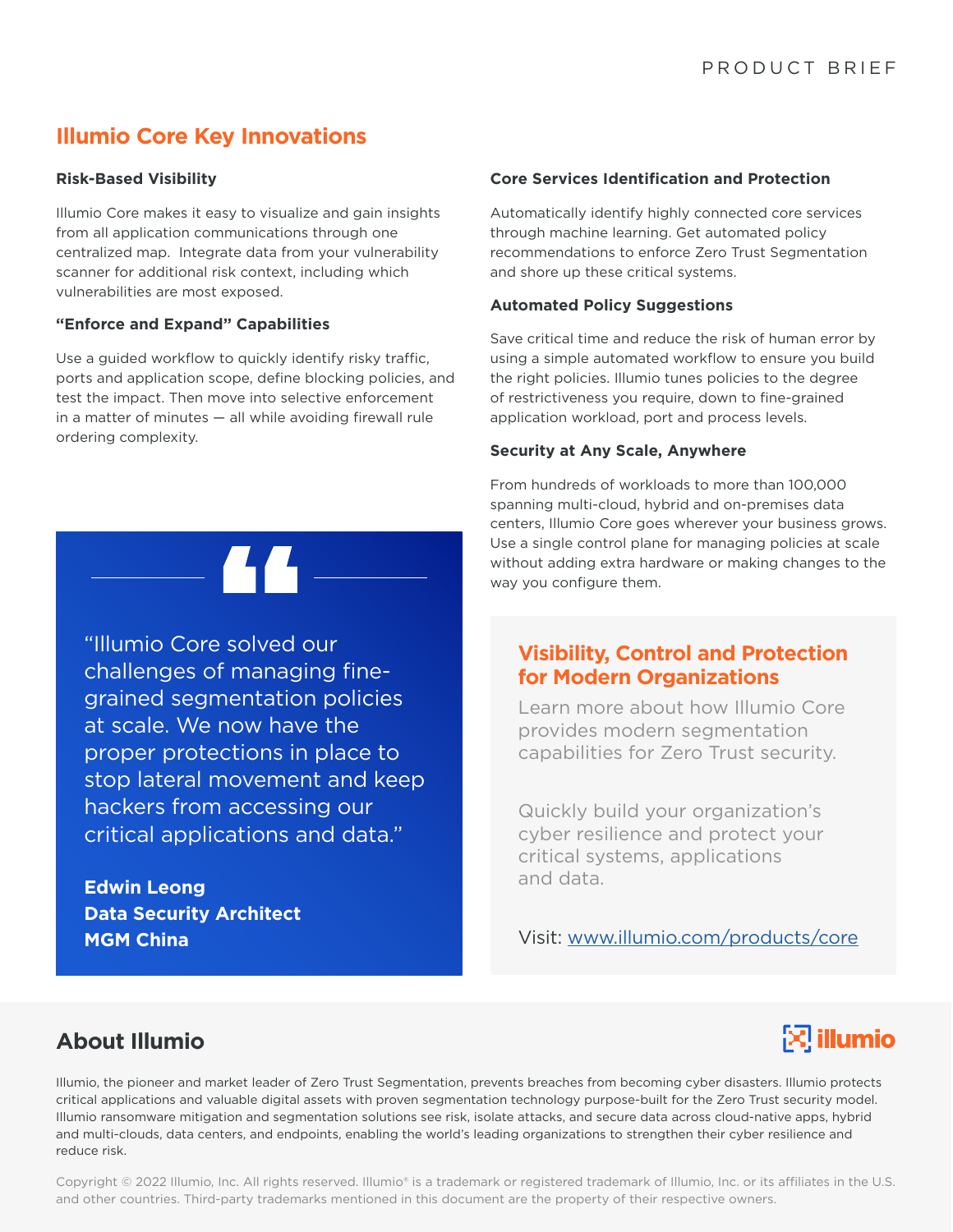## Illumio Core Key Innovations

### Risk-Based Visibility

Illumio Core makes it easy to visualize and gain insights from all application communications through one centralized map. Integrate data from your vulnerability scanner for additional risk context, including which vulnerabilities are most exposed.

### "Enforce and Expand" Capabilities

Use a guided workflow to quickly identify risky traffic, ports and application scope, define blocking policies, and test the impact. Then move into selective enforcement in a matter of minutes — all while avoiding firewall rule ordering complexity.

### Core Services Identification and Protection

Automatically identify highly connected core services through machine learning. Get automated policy recommendations to enforce Zero Trust Segmentation and shore up these critical systems.

### Automated Policy Suggestions

Save critical time and reduce the risk of human error by using a simple automated workflow to ensure you build the right policies. Illumio tunes policies to the degree of restrictiveness you require, down to fine-grained application workload, port and process levels.

### Security at Any Scale, Anywhere

From hundreds of workloads to more than 100,000 spanning multi-cloud, hybrid and on-premises data centers, Illumio Core goes wherever your business grows. Use a single control plane for managing policies at scale without adding extra hardware or making changes to the way you configure them.

> "Illumio Core solved our challenges of managing fine-grained segmentation policies at scale. We now have the proper protections in place to stop lateral movement and keep hackers from accessing our critical applications and data."
>
> **Edwin Leong**
> **Data Security Architect**
> **MGM China**

### Visibility, Control and Protection for Modern Organizations

Learn more about how Illumio Core provides modern segmentation capabilities for Zero Trust security.

Quickly build your organization's cyber resilience and protect your critical systems, applications and data.

Visit: www.illumio.com/products/core

## About Illumio

Illumio, the pioneer and market leader of Zero Trust Segmentation, prevents breaches from becoming cyber disasters. Illumio protects critical applications and valuable digital assets with proven segmentation technology purpose-built for the Zero Trust security model. Illumio ransomware mitigation and segmentation solutions see risk, isolate attacks, and secure data across cloud-native apps, hybrid and multi-clouds, data centers, and endpoints, enabling the world's leading organizations to strengthen their cyber resilience and reduce risk.

Copyright © 2022 Illumio, Inc. All rights reserved. Illumio® is a trademark or registered trademark of Illumio, Inc. or its affiliates in the U.S. and other countries. Third-party trademarks mentioned in this document are the property of their respective owners.